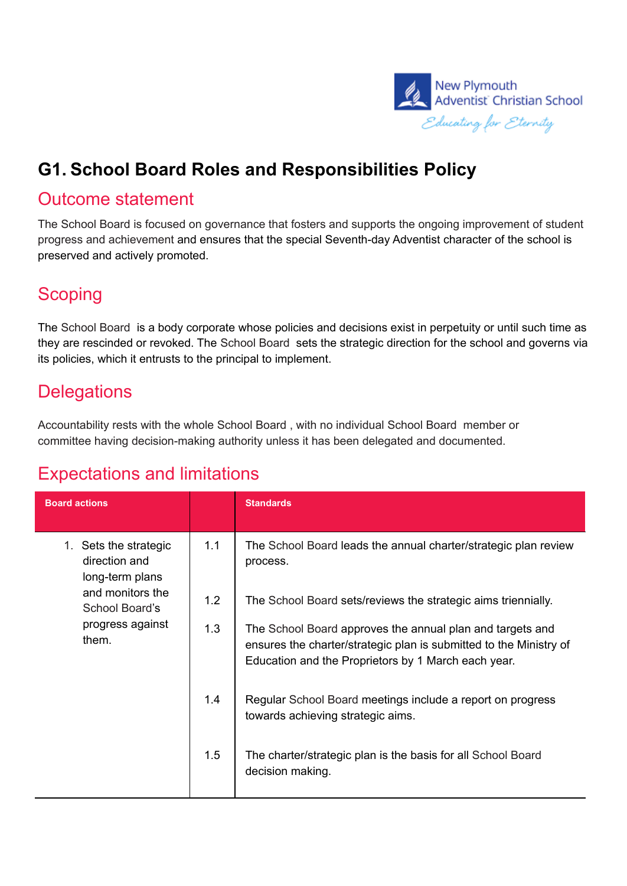New Plymouth Adventist Christian School

Educating for Eternity

# G1. School Board Roles and Responsibilities Policy

## Outcome statement

The School Board is focused on governance that fosters and supports the ongoing improvement of student progress and achievement and ensures that the special Seventh-day Adventist character of the school is preserved and actively promoted.

## Scoping

The School Board is a body corporate whose policies and decisions exist in perpetuity or until such time as they are rescinded or revoked. The School Board sets the strategic direction for the school and governs via its policies, which it entrusts to the principal to implement.

## Delegations

Accountability rests with the whole School Board , with no individual School Board member or committee having decision-making authority unless it has been delegated and documented.

## Expectations and limitations

| Board actions | | Standards |
|---|---|---|
| 1. Sets the strategic direction and long-term plans and monitors the School Board's progress against them. | 1.1 | The School Board leads the annual charter/strategic plan review process. |
| | 1.2 | The School Board sets/reviews the strategic aims triennially. |
| | 1.3 | The School Board approves the annual plan and targets and ensures the charter/strategic plan is submitted to the Ministry of Education and the Proprietors by 1 March each year. |
| | 1.4 | Regular School Board meetings include a report on progress towards achieving strategic aims. |
| | 1.5 | The charter/strategic plan is the basis for all School Board decision making. |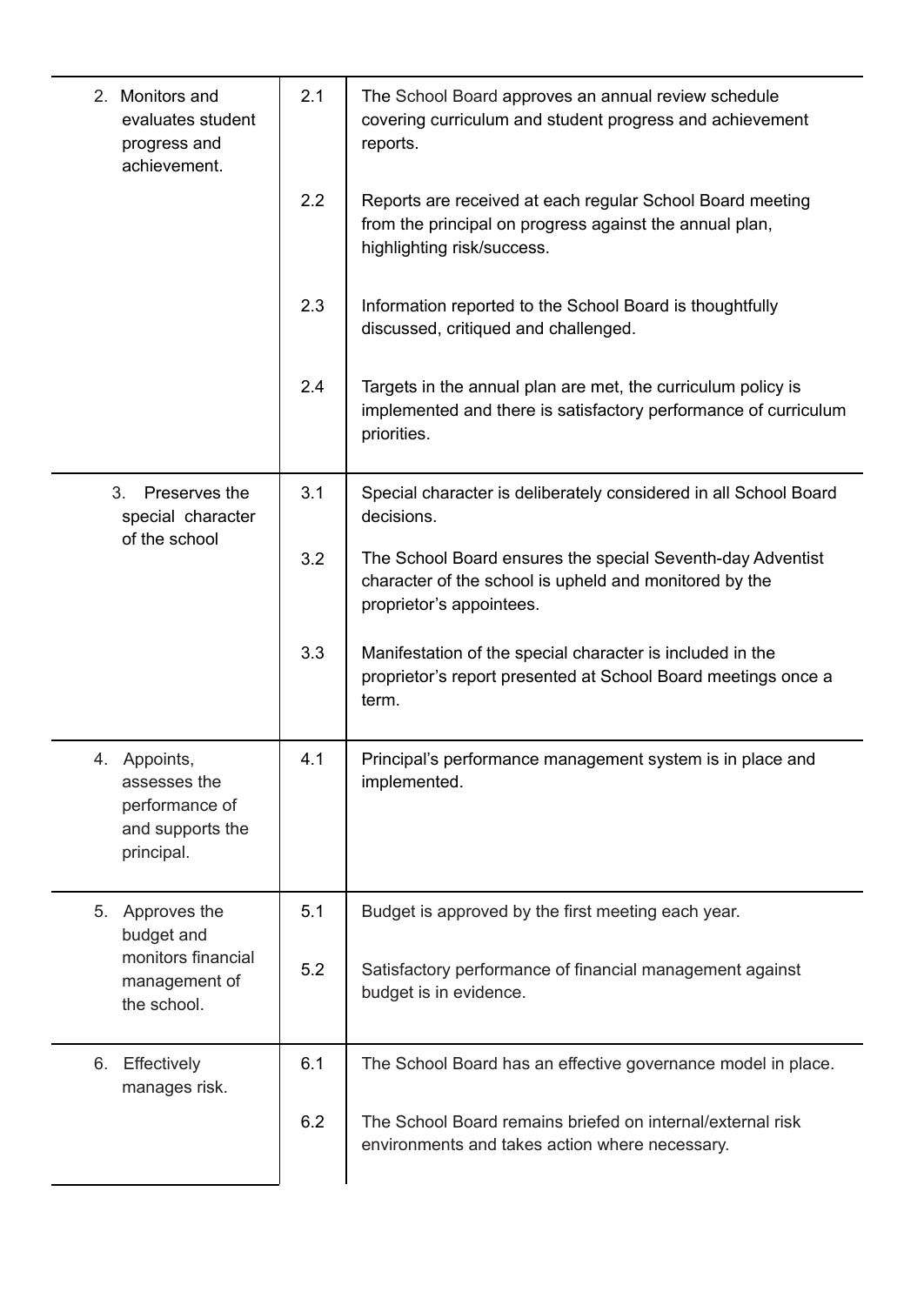| | | |
|---|---|---|
| 2. Monitors and evaluates student progress and achievement. | 2.1 | The School Board approves an annual review schedule covering curriculum and student progress and achievement reports. |
| | 2.2 | Reports are received at each regular School Board meeting from the principal on progress against the annual plan, highlighting risk/success. |
| | 2.3 | Information reported to the School Board is thoughtfully discussed, critiqued and challenged. |
| | 2.4 | Targets in the annual plan are met, the curriculum policy is implemented and there is satisfactory performance of curriculum priorities. |
| 3. Preserves the special character of the school | 3.1 | Special character is deliberately considered in all School Board decisions. |
| | 3.2 | The School Board ensures the special Seventh-day Adventist character of the school is upheld and monitored by the proprietor's appointees. |
| | 3.3 | Manifestation of the special character is included in the proprietor's report presented at School Board meetings once a term. |
| 4. Appoints, assesses the performance of and supports the principal. | 4.1 | Principal's performance management system is in place and implemented. |
| 5. Approves the budget and monitors financial management of the school. | 5.1 | Budget is approved by the first meeting each year. |
| | 5.2 | Satisfactory performance of financial management against budget is in evidence. |
| 6. Effectively manages risk. | 6.1 | The School Board has an effective governance model in place. |
| | 6.2 | The School Board remains briefed on internal/external risk environments and takes action where necessary. |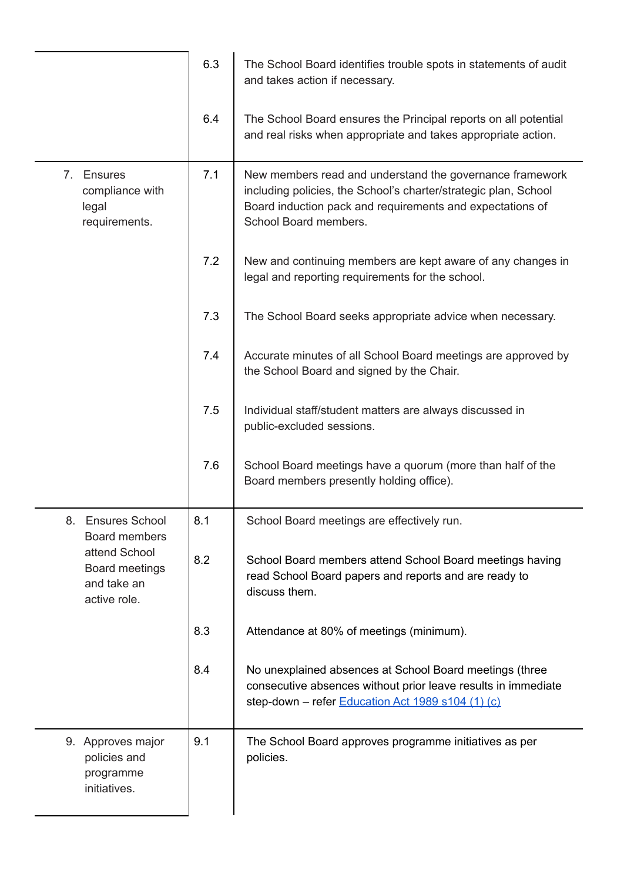| | | |
|---|---|---|
| | 6.3 | The School Board identifies trouble spots in statements of audit and takes action if necessary. |
| | 6.4 | The School Board ensures the Principal reports on all potential and real risks when appropriate and takes appropriate action. |
| 7. Ensures compliance with legal requirements. | 7.1 | New members read and understand the governance framework including policies, the School's charter/strategic plan, School Board induction pack and requirements and expectations of School Board members. |
| | 7.2 | New and continuing members are kept aware of any changes in legal and reporting requirements for the school. |
| | 7.3 | The School Board seeks appropriate advice when necessary. |
| | 7.4 | Accurate minutes of all School Board meetings are approved by the School Board and signed by the Chair. |
| | 7.5 | Individual staff/student matters are always discussed in public-excluded sessions. |
| | 7.6 | School Board meetings have a quorum (more than half of the Board members presently holding office). |
| 8. Ensures School Board members attend School Board meetings and take an active role. | 8.1 | School Board meetings are effectively run. |
| | 8.2 | School Board members attend School Board meetings having read School Board papers and reports and are ready to discuss them. |
| | 8.3 | Attendance at 80% of meetings (minimum). |
| | 8.4 | No unexplained absences at School Board meetings (three consecutive absences without prior leave results in immediate step-down – refer [Education Act 1989 s104 (1) (c)]) |
| 9. Approves major policies and programme initiatives. | 9.1 | The School Board approves programme initiatives as per policies. |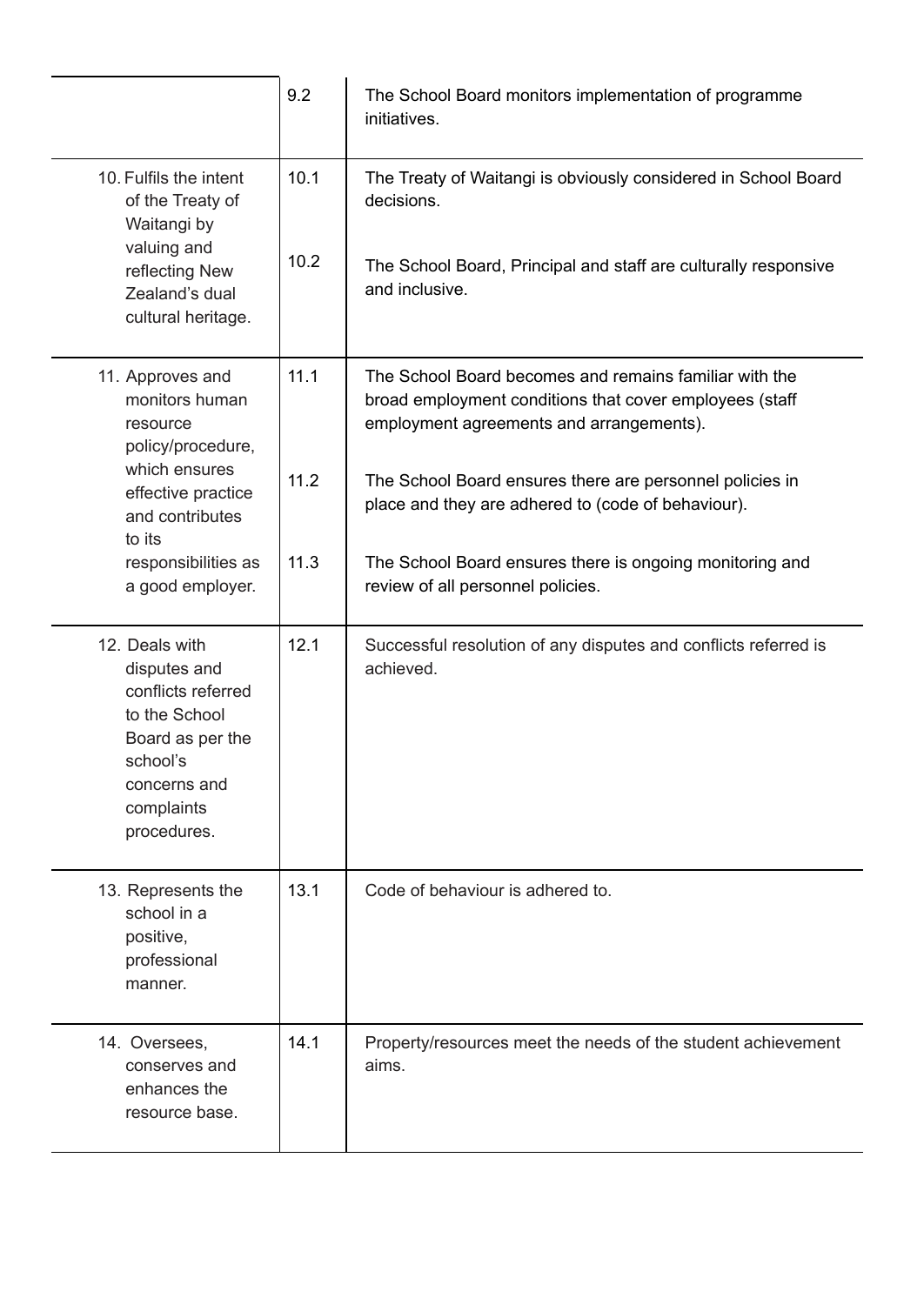| | | |
|---|---|---|
| | 9.2 | The School Board monitors implementation of programme initiatives. |
| 10. Fulfils the intent of the Treaty of Waitangi by valuing and reflecting New Zealand's dual cultural heritage. | 10.1 | The Treaty of Waitangi is obviously considered in School Board decisions. |
| | 10.2 | The School Board, Principal and staff are culturally responsive and inclusive. |
| 11. Approves and monitors human resource policy/procedure, which ensures effective practice and contributes to its responsibilities as a good employer. | 11.1 | The School Board becomes and remains familiar with the broad employment conditions that cover employees (staff employment agreements and arrangements). |
| | 11.2 | The School Board ensures there are personnel policies in place and they are adhered to (code of behaviour). |
| | 11.3 | The School Board ensures there is ongoing monitoring and review of all personnel policies. |
| 12. Deals with disputes and conflicts referred to the School Board as per the school's concerns and complaints procedures. | 12.1 | Successful resolution of any disputes and conflicts referred is achieved. |
| 13. Represents the school in a positive, professional manner. | 13.1 | Code of behaviour is adhered to. |
| 14. Oversees, conserves and enhances the resource base. | 14.1 | Property/resources meet the needs of the student achievement aims. |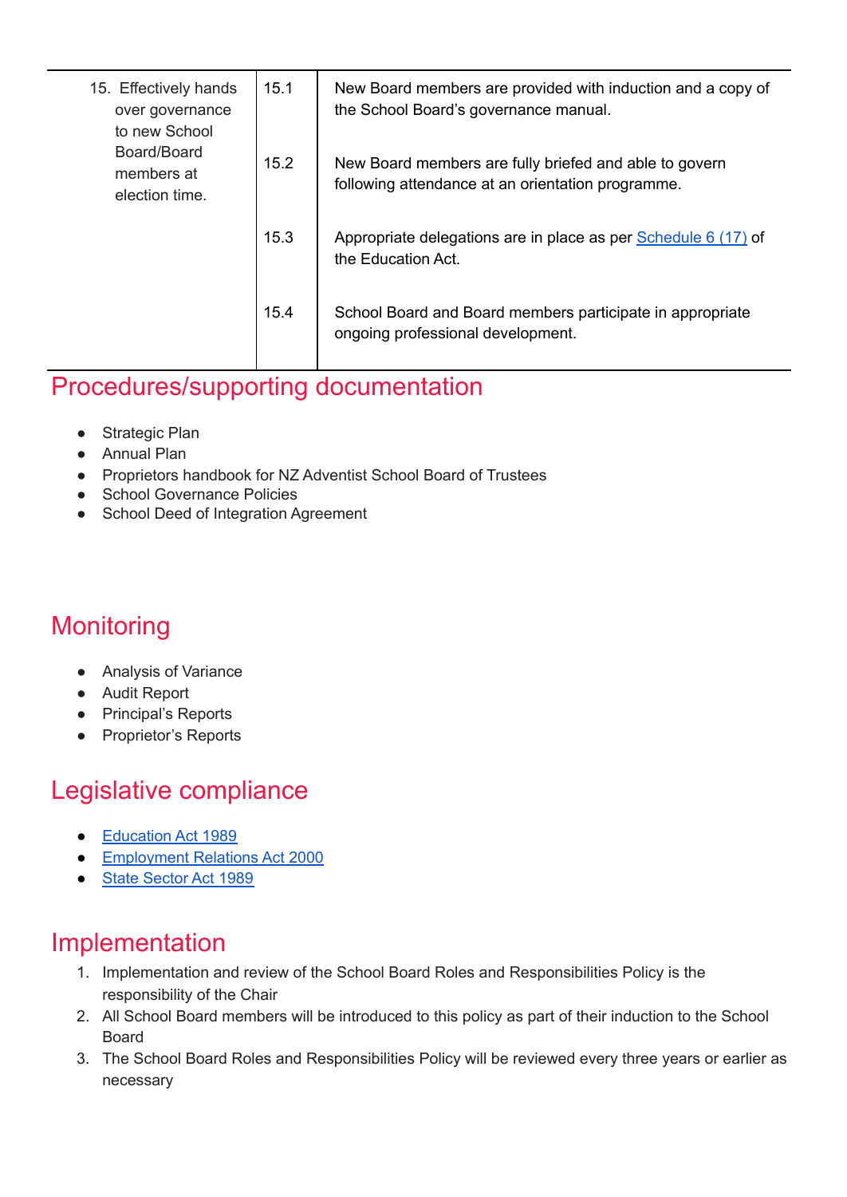| | | |
|---|---|---|
| 15. Effectively hands over governance to new School Board/Board members at election time. | 15.1 | New Board members are provided with induction and a copy of the School Board's governance manual. |
| | 15.2 | New Board members are fully briefed and able to govern following attendance at an orientation programme. |
| | 15.3 | Appropriate delegations are in place as per Schedule 6 (17) of the Education Act. |
| | 15.4 | School Board and Board members participate in appropriate ongoing professional development. |

## Procedures/supporting documentation

- Strategic Plan
- Annual Plan
- Proprietors handbook for NZ Adventist School Board of Trustees
- School Governance Policies
- School Deed of Integration Agreement

## Monitoring

- Analysis of Variance
- Audit Report
- Principal's Reports
- Proprietor's Reports

## Legislative compliance

- Education Act 1989
- Employment Relations Act 2000
- State Sector Act 1989

## Implementation

1. Implementation and review of the School Board Roles and Responsibilities Policy is the responsibility of the Chair
2. All School Board members will be introduced to this policy as part of their induction to the School Board
3. The School Board Roles and Responsibilities Policy will be reviewed every three years or earlier as necessary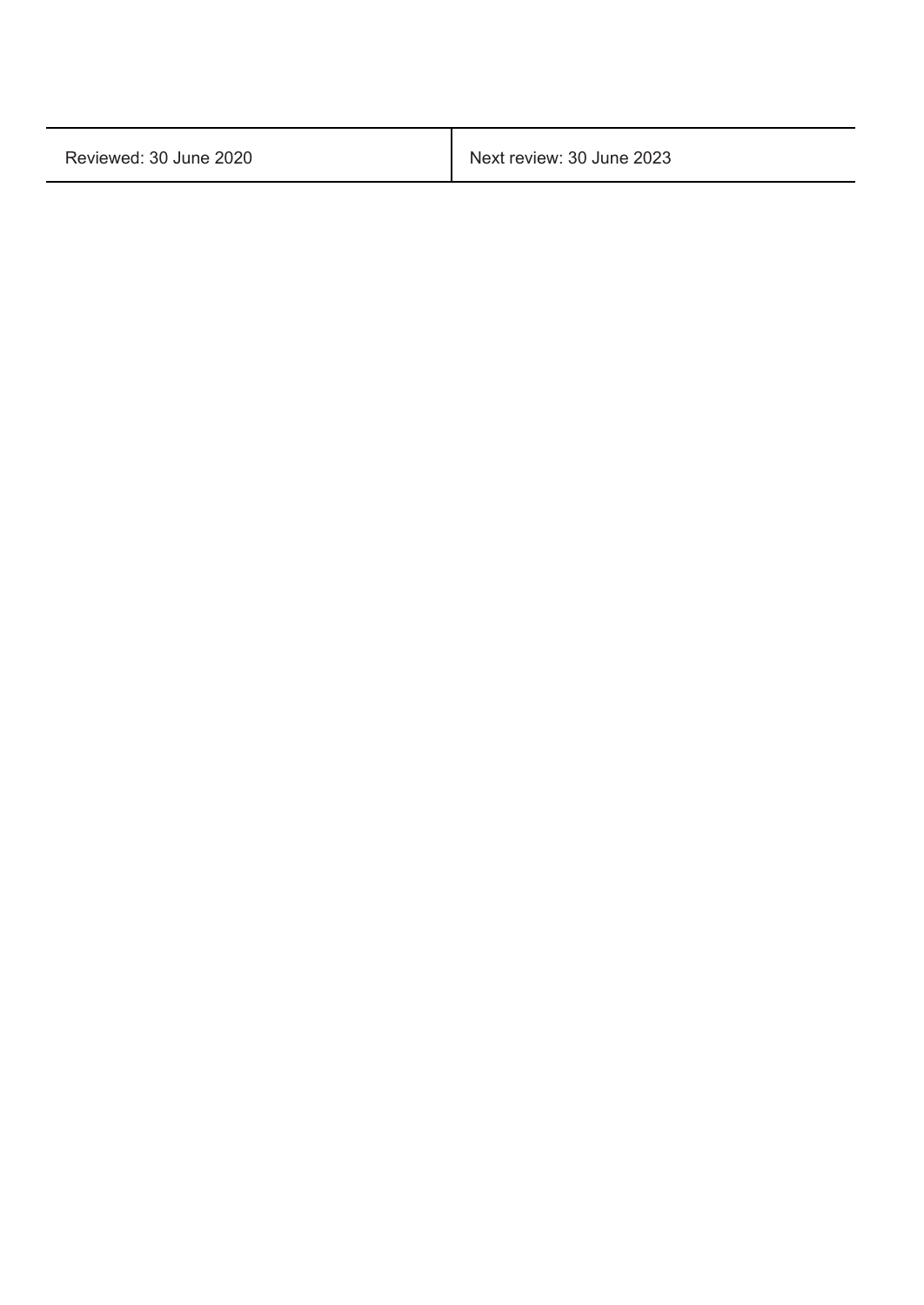| | |
|---|---|
| Reviewed: 30 June 2020 | Next review: 30 June 2023 |